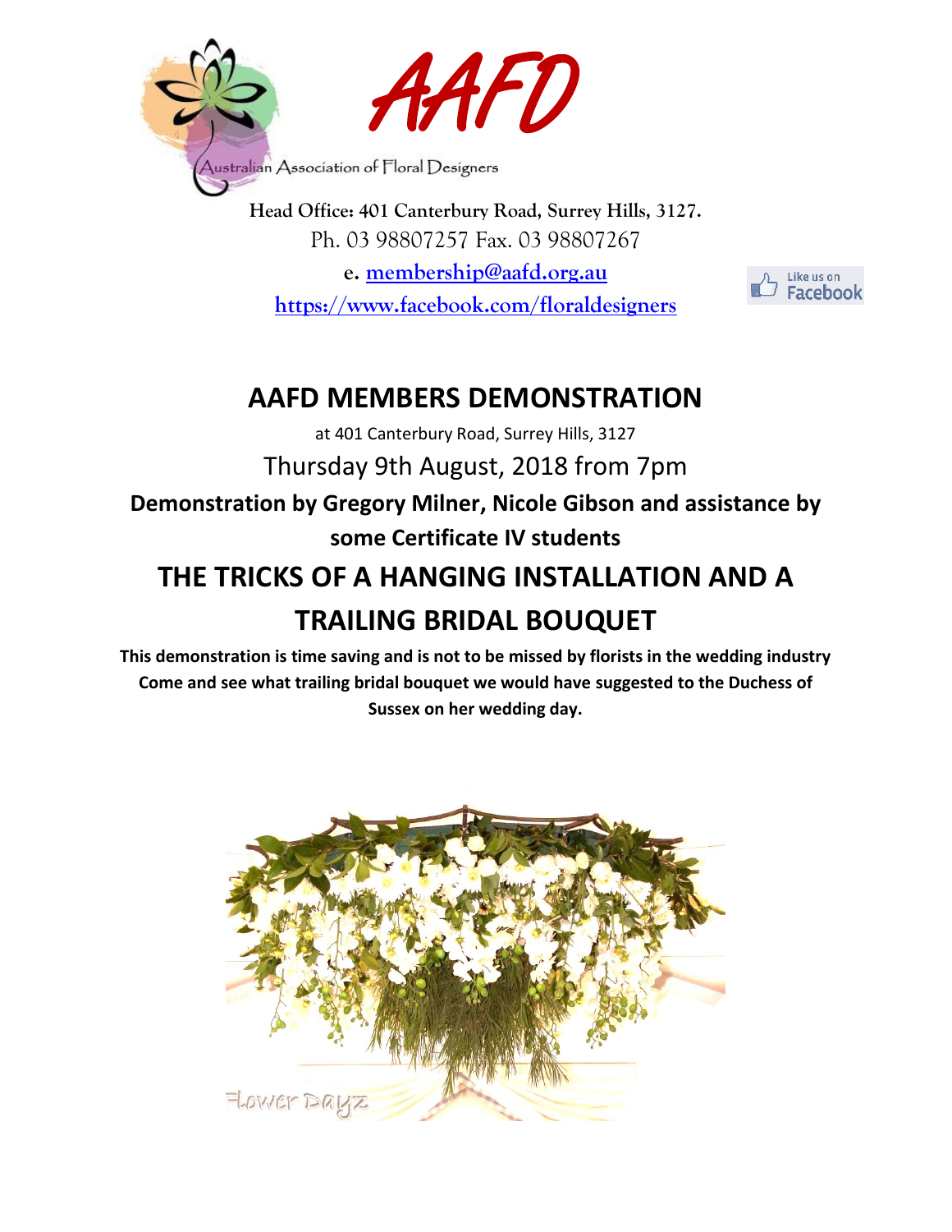AAFD

Australian Association of Floral Designers

**Head Office: 401 Canterbury Road, Surrey Hills, 3127.**

Ph. 03 98807257 Fax. 03 98807267

**e. membership@aafd.org.au**

**https://www.facebook.com/floraldesigners**

Like us on Facebook

# AAFD MEMBERS DEMONSTRATION

at 401 Canterbury Road, Surrey Hills, 3127

Thursday 9th August, 2018 from 7pm

**Demonstration by Gregory Milner, Nicole Gibson and assistance by some Certificate IV students**

## THE TRICKS OF A HANGING INSTALLATION AND A TRAILING BRIDAL BOUQUET

**This demonstration is time saving and is not to be missed by florists in the wedding industry**
**Come and see what trailing bridal bouquet we would have suggested to the Duchess of Sussex on her wedding day.**

Flower Dayz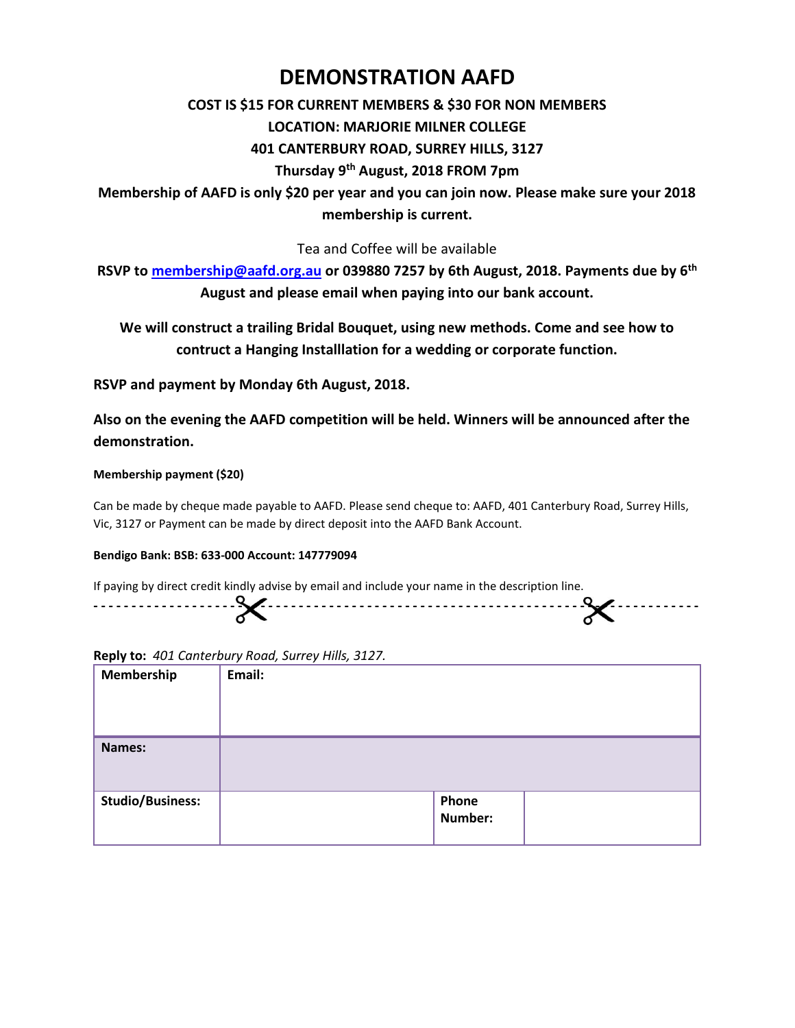# DEMONSTRATION AAFD

**COST IS $15 FOR CURRENT MEMBERS & $30 FOR NON MEMBERS**

**LOCATION: MARJORIE MILNER COLLEGE**

**401 CANTERBURY ROAD, SURREY HILLS, 3127**

**Thursday 9th August, 2018 FROM 7pm**

**Membership of AAFD is only $20 per year and you can join now. Please make sure your 2018 membership is current.**

Tea and Coffee will be available

**RSVP to membership@aafd.org.au or 039880 7257 by 6th August, 2018. Payments due by 6th August and please email when paying into our bank account.**

**We will construct a trailing Bridal Bouquet, using new methods. Come and see how to contruct a Hanging Installlation for a wedding or corporate function.**

**RSVP and payment by Monday 6th August, 2018.**

**Also on the evening the AAFD competition will be held. Winners will be announced after the demonstration.**

**Membership payment ($20)**

Can be made by cheque made payable to AAFD. Please send cheque to: AAFD, 401 Canterbury Road, Surrey Hills, Vic, 3127 or Payment can be made by direct deposit into the AAFD Bank Account.

**Bendigo Bank: BSB: 633-000 Account: 147779094**

If paying by direct credit kindly advise by email and include your name in the description line.

---

**Reply to:** *401 Canterbury Road, Surrey Hills, 3127.*

| **Membership** | **Email:** | | |
|---|---|---|---|
| **Names:** | | | |
| **Studio/Business:** | | **Phone Number:** | |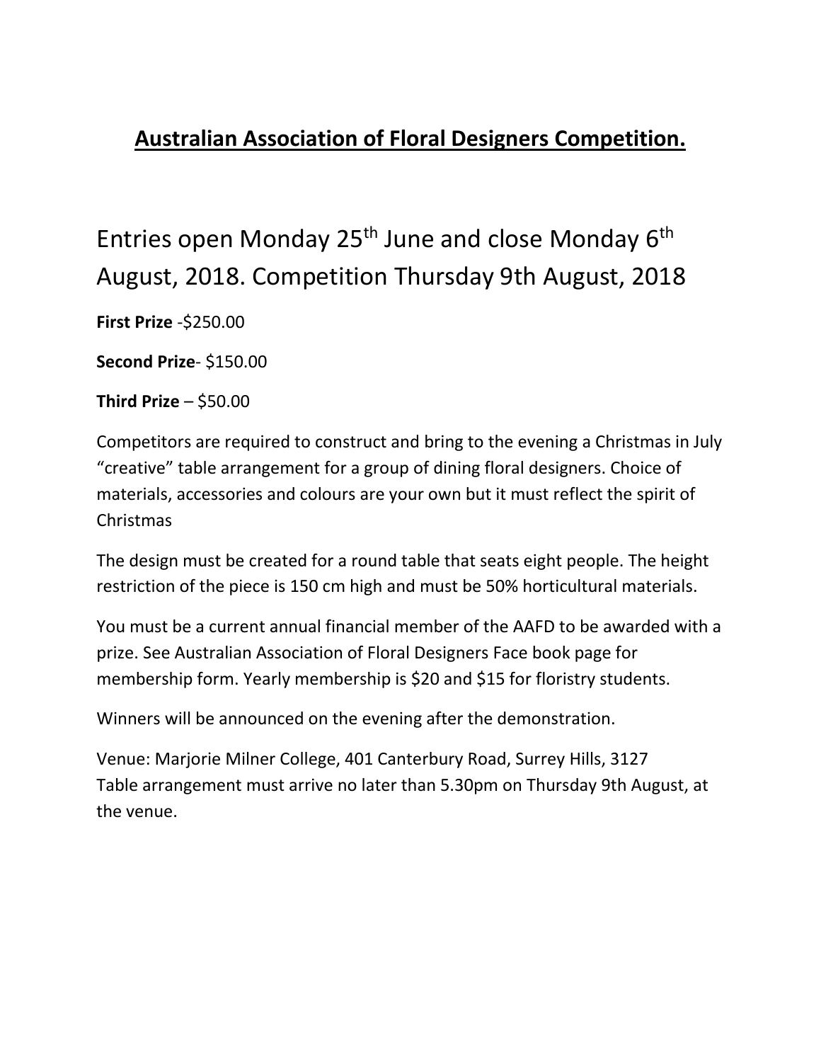# Australian Association of Floral Designers Competition.

## Entries open Monday 25th June and close Monday 6th August, 2018. Competition Thursday 9th August, 2018

**First Prize** -$250.00

**Second Prize**- $150.00

**Third Prize** – $50.00

Competitors are required to construct and bring to the evening a Christmas in July "creative" table arrangement for a group of dining floral designers. Choice of materials, accessories and colours are your own but it must reflect the spirit of Christmas

The design must be created for a round table that seats eight people. The height restriction of the piece is 150 cm high and must be 50% horticultural materials.

You must be a current annual financial member of the AAFD to be awarded with a prize. See Australian Association of Floral Designers Face book page for membership form. Yearly membership is $20 and $15 for floristry students.

Winners will be announced on the evening after the demonstration.

Venue: Marjorie Milner College, 401 Canterbury Road, Surrey Hills, 3127
Table arrangement must arrive no later than 5.30pm on Thursday 9th August, at the venue.